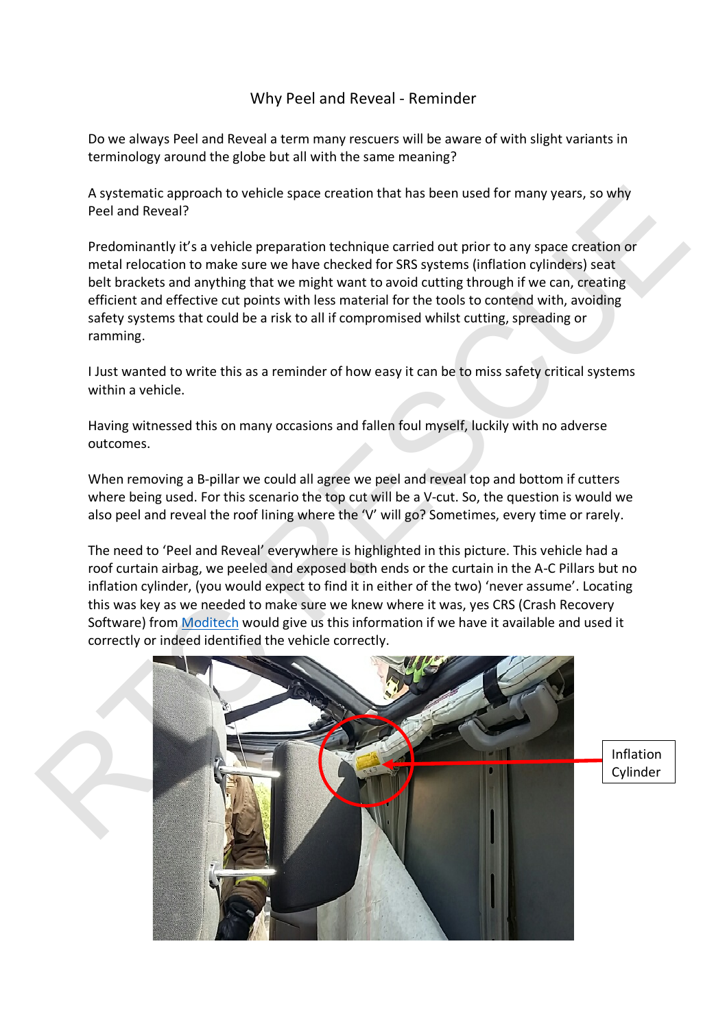# Why Peel and Reveal - Reminder

Do we always Peel and Reveal a term many rescuers will be aware of with slight variants in terminology around the globe but all with the same meaning?

A systematic approach to vehicle space creation that has been used for many years, so why Peel and Reveal?

Predominantly it's a vehicle preparation technique carried out prior to any space creation or metal relocation to make sure we have checked for SRS systems (inflation cylinders) seat belt brackets and anything that we might want to avoid cutting through if we can, creating efficient and effective cut points with less material for the tools to contend with, avoiding safety systems that could be a risk to all if compromised whilst cutting, spreading or ramming.

I Just wanted to write this as a reminder of how easy it can be to miss safety critical systems within a vehicle.

Having witnessed this on many occasions and fallen foul myself, luckily with no adverse outcomes.

When removing a B-pillar we could all agree we peel and reveal top and bottom if cutters where being used. For this scenario the top cut will be a V-cut. So, the question is would we also peel and reveal the roof lining where the 'V' will go? Sometimes, every time or rarely.

The need to 'Peel and Reveal' everywhere is highlighted in this picture. This vehicle had a roof curtain airbag, we peeled and exposed both ends or the curtain in the A-C Pillars but no inflation cylinder, (you would expect to find it in either of the two) 'never assume'. Locating this was key as we needed to make sure we knew where it was, yes CRS (Crash Recovery Software) from Moditech would give us this information if we have it available and used it correctly or indeed identified the vehicle correctly.

Inflation Cylinder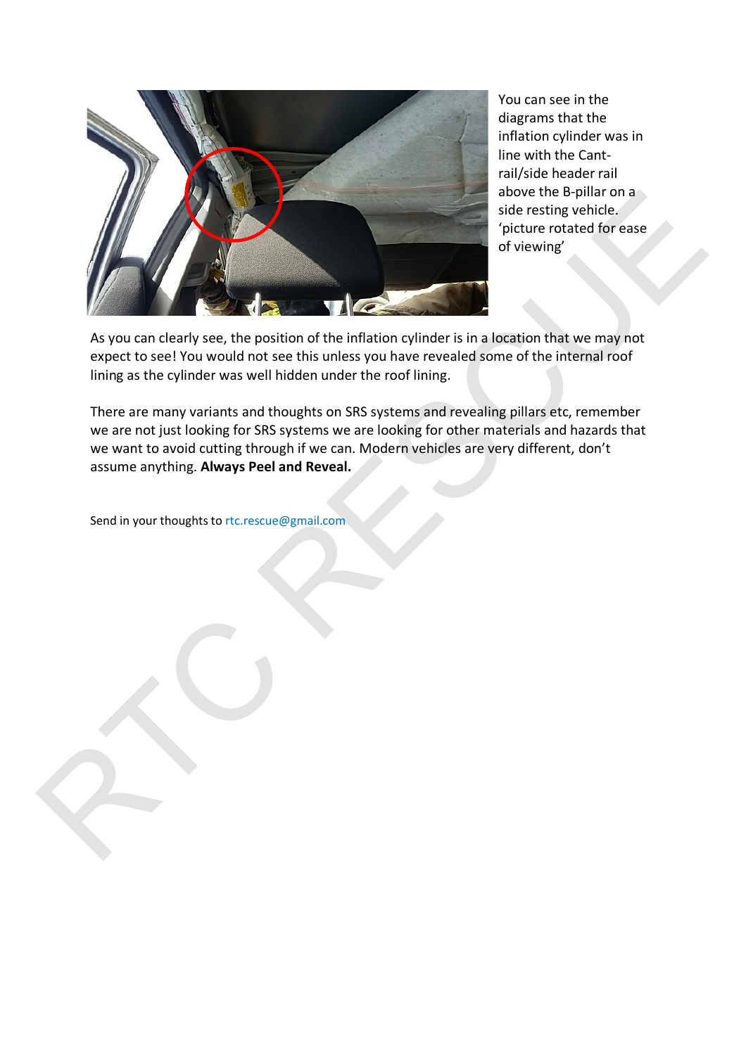You can see in the diagrams that the inflation cylinder was in line with the Cant-rail/side header rail above the B-pillar on a side resting vehicle. 'picture rotated for ease of viewing'

As you can clearly see, the position of the inflation cylinder is in a location that we may not expect to see! You would not see this unless you have revealed some of the internal roof lining as the cylinder was well hidden under the roof lining.

There are many variants and thoughts on SRS systems and revealing pillars etc, remember we are not just looking for SRS systems we are looking for other materials and hazards that we want to avoid cutting through if we can. Modern vehicles are very different, don't assume anything. **Always Peel and Reveal.**

Send in your thoughts to rtc.rescue@gmail.com